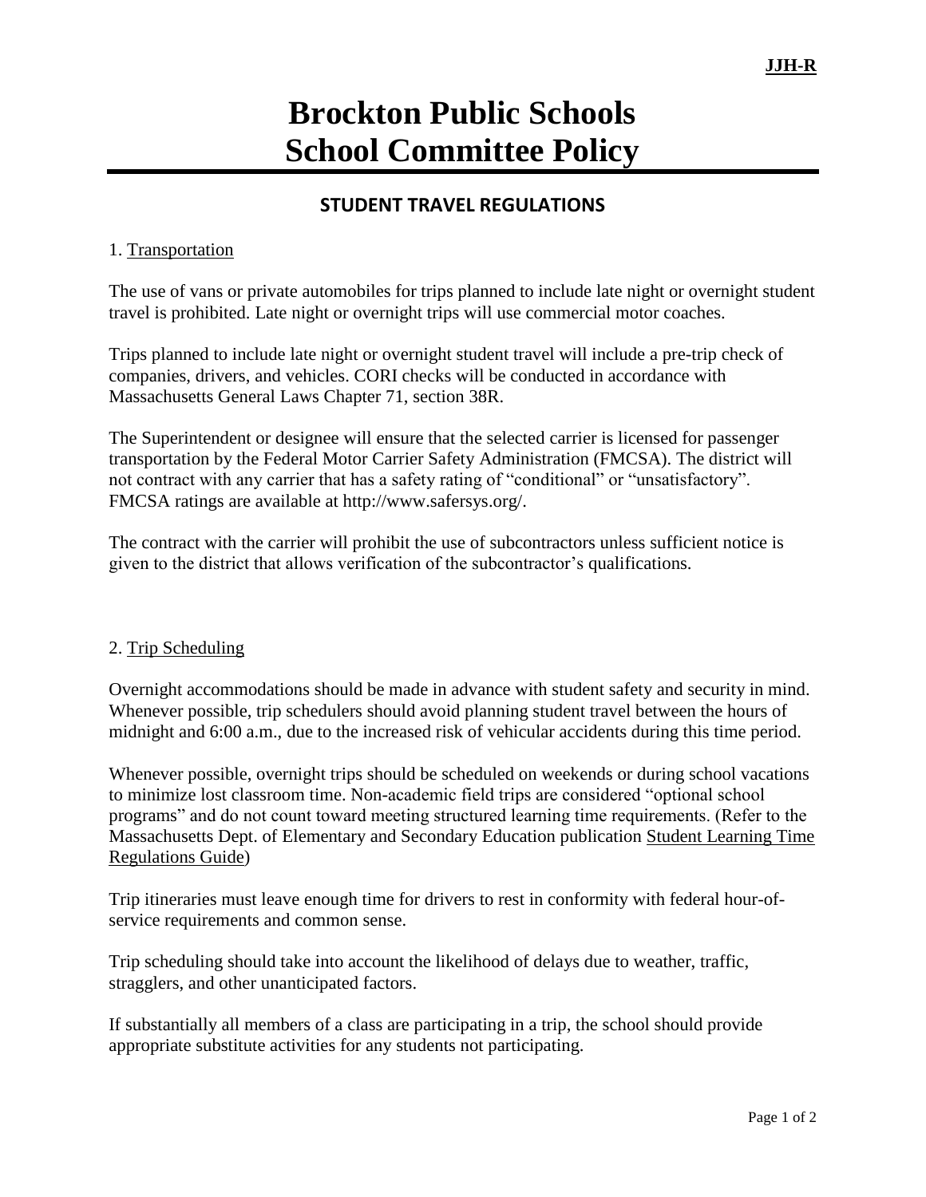JJH-R

# Brockton Public Schools
# School Committee Policy

## STUDENT TRAVEL REGULATIONS

1. Transportation

The use of vans or private automobiles for trips planned to include late night or overnight student travel is prohibited. Late night or overnight trips will use commercial motor coaches.

Trips planned to include late night or overnight student travel will include a pre-trip check of companies, drivers, and vehicles. CORI checks will be conducted in accordance with Massachusetts General Laws Chapter 71, section 38R.

The Superintendent or designee will ensure that the selected carrier is licensed for passenger transportation by the Federal Motor Carrier Safety Administration (FMCSA). The district will not contract with any carrier that has a safety rating of "conditional" or "unsatisfactory". FMCSA ratings are available at http://www.safersys.org/.

The contract with the carrier will prohibit the use of subcontractors unless sufficient notice is given to the district that allows verification of the subcontractor's qualifications.

2. Trip Scheduling

Overnight accommodations should be made in advance with student safety and security in mind. Whenever possible, trip schedulers should avoid planning student travel between the hours of midnight and 6:00 a.m., due to the increased risk of vehicular accidents during this time period.

Whenever possible, overnight trips should be scheduled on weekends or during school vacations to minimize lost classroom time. Non-academic field trips are considered "optional school programs" and do not count toward meeting structured learning time requirements. (Refer to the Massachusetts Dept. of Elementary and Secondary Education publication Student Learning Time Regulations Guide)

Trip itineraries must leave enough time for drivers to rest in conformity with federal hour-of-service requirements and common sense.

Trip scheduling should take into account the likelihood of delays due to weather, traffic, stragglers, and other unanticipated factors.

If substantially all members of a class are participating in a trip, the school should provide appropriate substitute activities for any students not participating.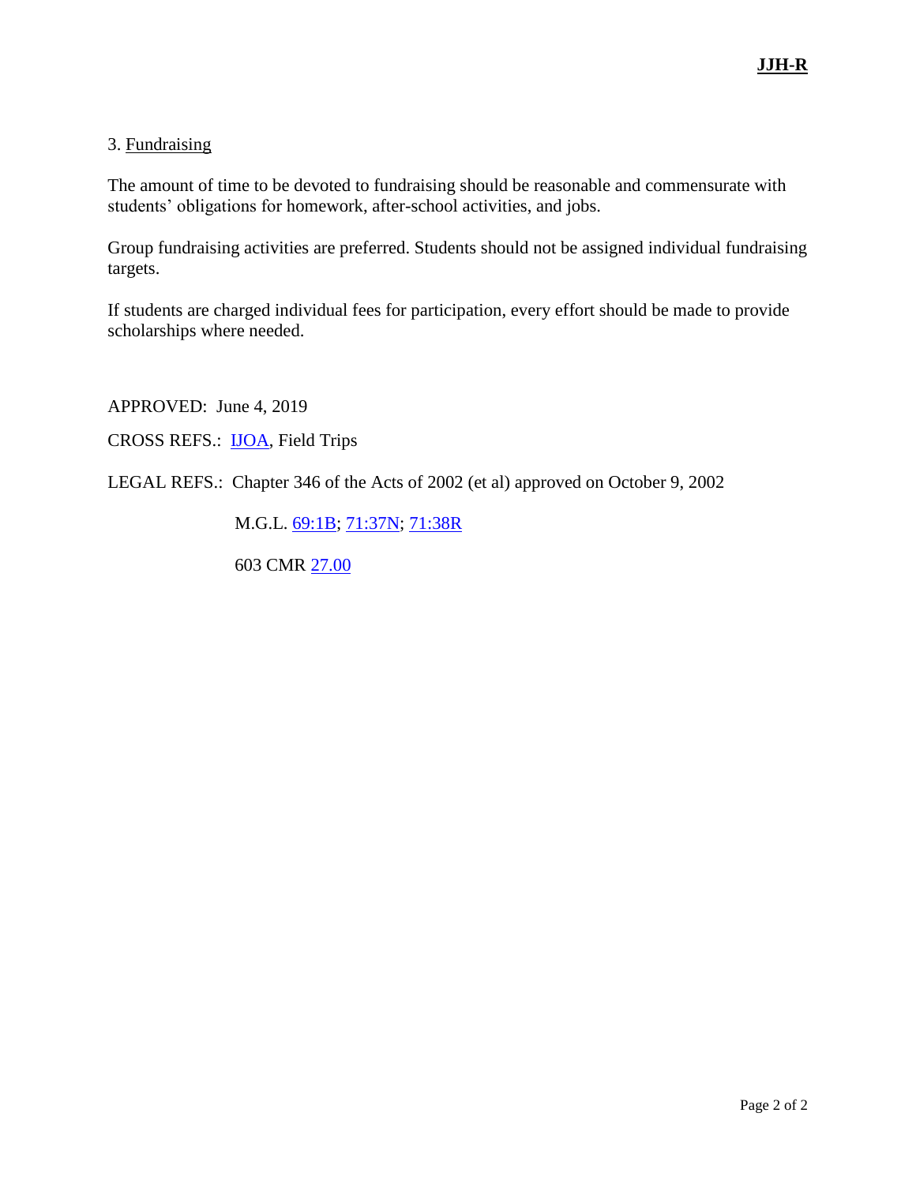3. Fundraising

The amount of time to be devoted to fundraising should be reasonable and commensurate with students' obligations for homework, after-school activities, and jobs.

Group fundraising activities are preferred. Students should not be assigned individual fundraising targets.

If students are charged individual fees for participation, every effort should be made to provide scholarships where needed.

APPROVED: June 4, 2019

CROSS REFS.: IJOA, Field Trips

LEGAL REFS.: Chapter 346 of the Acts of 2002 (et al) approved on October 9, 2002

M.G.L. 69:1B; 71:37N; 71:38R

603 CMR 27.00